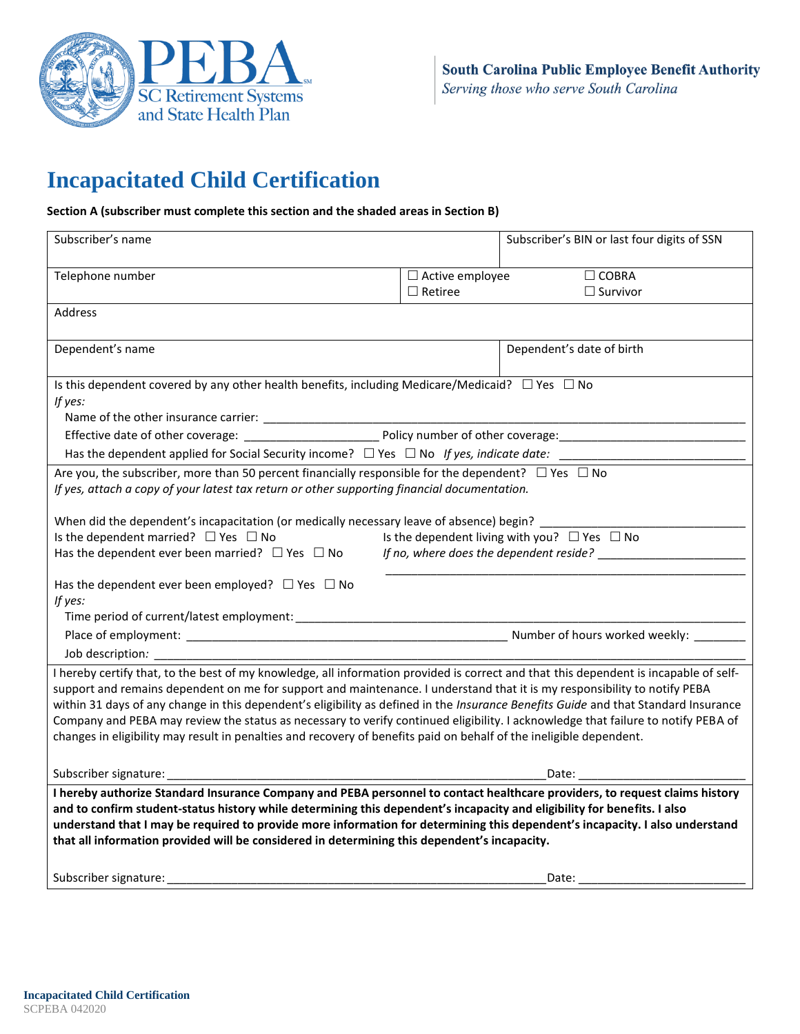South Carolina Public Employee Benefit Authority
*Serving those who serve South Carolina*

PEBA SC Retirement Systems and State Health Plan

# Incapacitated Child Certification

**Section A (subscriber must complete this section and the shaded areas in Section B)**

| Subscriber's name | | Subscriber's BIN or last four digits of SSN |
|---|---|---|
| Telephone number | ☐ Active employee ☐ Retiree | ☐ COBRA ☐ Survivor |
| Address | | |
| Dependent's name | | Dependent's date of birth |

Is this dependent covered by any other health benefits, including Medicare/Medicaid? ☐ Yes ☐ No

*If yes:*

Name of the other insurance carrier: ____________________

Effective date of other coverage: ____________________ Policy number of other coverage: ____________________

Has the dependent applied for Social Security income? ☐ Yes ☐ No *If yes, indicate date:* ____________________

Are you, the subscriber, more than 50 percent financially responsible for the dependent? ☐ Yes ☐ No

*If yes, attach a copy of your latest tax return or other supporting financial documentation.*

When did the dependent's incapacitation (or medically necessary leave of absence) begin? ____________________

Is the dependent married? ☐ Yes ☐ No

Has the dependent ever been married? ☐ Yes ☐ No

Is the dependent living with you? ☐ Yes ☐ No

*If no, where does the dependent reside?* ____________________

Has the dependent ever been employed? ☐ Yes ☐ No

*If yes:*

Time period of current/latest employment: ____________________

Place of employment: ____________________ Number of hours worked weekly: ________

Job description: ____________________

I hereby certify that, to the best of my knowledge, all information provided is correct and that this dependent is incapable of self-support and remains dependent on me for support and maintenance. I understand that it is my responsibility to notify PEBA within 31 days of any change in this dependent's eligibility as defined in the *Insurance Benefits Guide* and that Standard Insurance Company and PEBA may review the status as necessary to verify continued eligibility. I acknowledge that failure to notify PEBA of changes in eligibility may result in penalties and recovery of benefits paid on behalf of the ineligible dependent.

Subscriber signature: ____________________ Date: ____________________

**I hereby authorize Standard Insurance Company and PEBA personnel to contact healthcare providers, to request claims history and to confirm student-status history while determining this dependent's incapacity and eligibility for benefits. I also understand that I may be required to provide more information for determining this dependent's incapacity. I also understand that all information provided will be considered in determining this dependent's incapacity.**

Subscriber signature: ____________________ Date: ____________________

Incapacitated Child Certification
SCPEBA 042020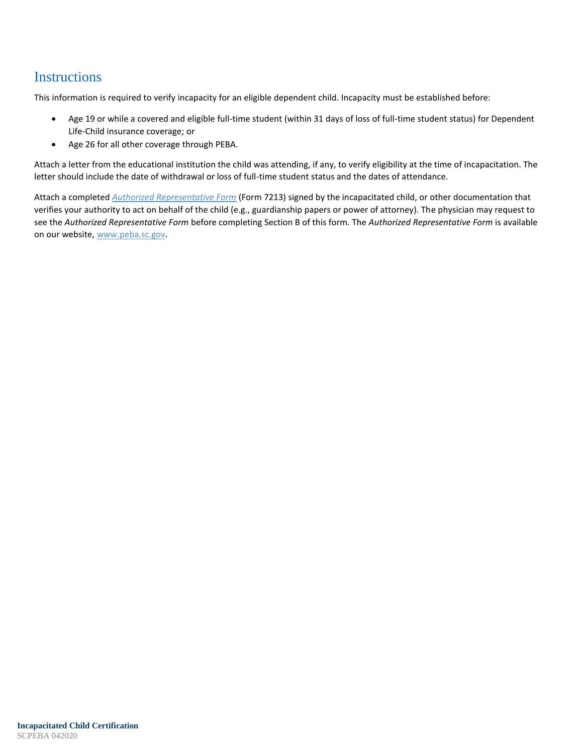## Instructions

This information is required to verify incapacity for an eligible dependent child. Incapacity must be established before:

- Age 19 or while a covered and eligible full-time student (within 31 days of loss of full-time student status) for Dependent Life-Child insurance coverage; or
- Age 26 for all other coverage through PEBA.

Attach a letter from the educational institution the child was attending, if any, to verify eligibility at the time of incapacitation. The letter should include the date of withdrawal or loss of full-time student status and the dates of attendance.

Attach a completed *Authorized Representative Form* (Form 7213) signed by the incapacitated child, or other documentation that verifies your authority to act on behalf of the child (e.g., guardianship papers or power of attorney). The physician may request to see the *Authorized Representative Form* before completing Section B of this form. The *Authorized Representative Form* is available on our website, www.peba.sc.gov.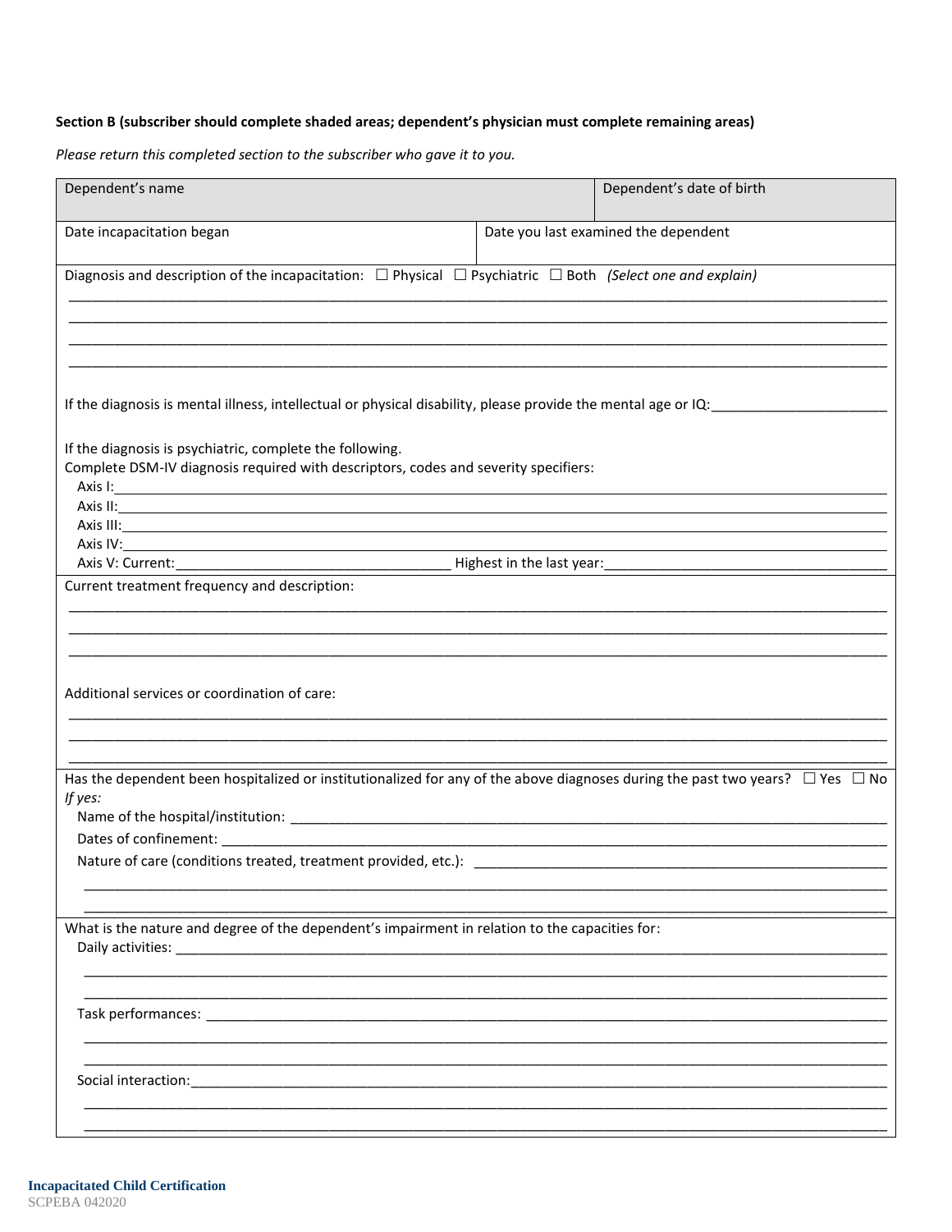**Section B (subscriber should complete shaded areas; dependent's physician must complete remaining areas)**

*Please return this completed section to the subscriber who gave it to you.*

| Dependent's name | | Dependent's date of birth |
|---|---|---|
| Date incapacitation began | Date you last examined the dependent | |

Diagnosis and description of the incapacitation: ☐ Physical ☐ Psychiatric ☐ Both *(Select one and explain)*

_______________________________________________________________________________

_______________________________________________________________________________

_______________________________________________________________________________

_______________________________________________________________________________

If the diagnosis is mental illness, intellectual or physical disability, please provide the mental age or IQ:______________________

If the diagnosis is psychiatric, complete the following.
Complete DSM-IV diagnosis required with descriptors, codes and severity specifiers:

Axis I:_______________________________________________________________________________

Axis II:______________________________________________________________________________

Axis III:_____________________________________________________________________________

Axis IV:_____________________________________________________________________________

Axis V: Current:__________________________________ Highest in the last year:__________________________________

Current treatment frequency and description:

_______________________________________________________________________________

_______________________________________________________________________________

_______________________________________________________________________________

Additional services or coordination of care:

_______________________________________________________________________________

_______________________________________________________________________________

_______________________________________________________________________________

Has the dependent been hospitalized or institutionalized for any of the above diagnoses during the past two years? ☐ Yes ☐ No

*If yes:*

Name of the hospital/institution: _______________________________________________________________

Dates of confinement: _______________________________________________________________________

Nature of care (conditions treated, treatment provided, etc.): ______________________________________

_______________________________________________________________________________

_______________________________________________________________________________

What is the nature and degree of the dependent's impairment in relation to the capacities for:

Daily activities: ____________________________________________________________________________

_______________________________________________________________________________

_______________________________________________________________________________

Task performances: _________________________________________________________________________

_______________________________________________________________________________

_______________________________________________________________________________

Social interaction:___________________________________________________________________________

_______________________________________________________________________________

_______________________________________________________________________________

**Incapacitated Child Certification**
SCPEBA 042020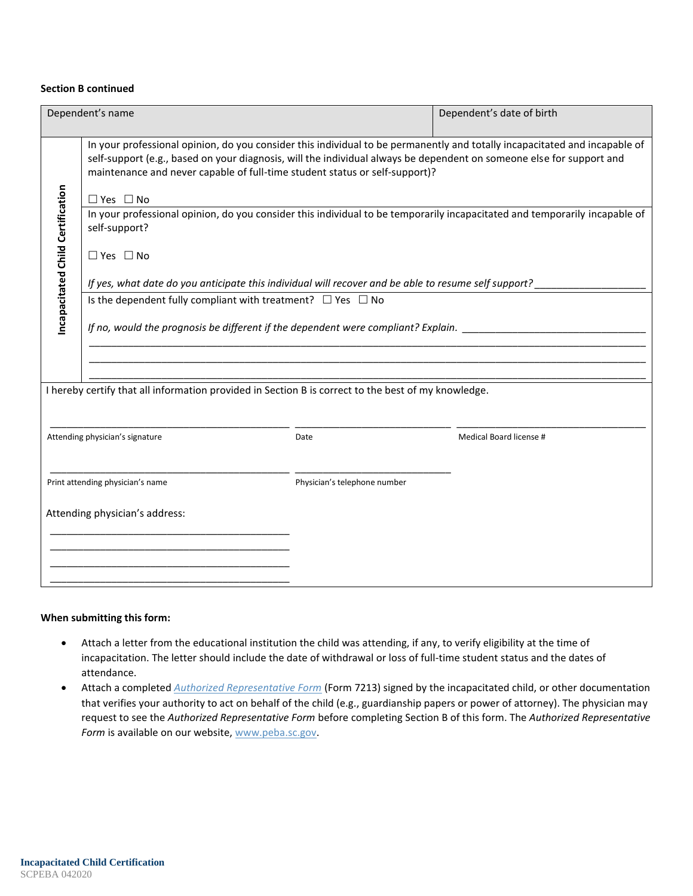**Section B continued**

| Dependent's name | Dependent's date of birth |
|---|---|
| | |

**Incapacitated Child Certification**

In your professional opinion, do you consider this individual to be permanently and totally incapacitated and incapable of self-support (e.g., based on your diagnosis, will the individual always be dependent on someone else for support and maintenance and never capable of full-time student status or self-support)?

☐ Yes ☐ No

In your professional opinion, do you consider this individual to be temporarily incapacitated and temporarily incapable of self-support?

☐ Yes ☐ No

*If yes, what date do you anticipate this individual will recover and be able to resume self support?* ____________________

Is the dependent fully compliant with treatment? ☐ Yes ☐ No

*If no, would the prognosis be different if the dependent were compliant? Explain.* ________________________________

______________________________________________________________________________________

______________________________________________________________________________________

______________________________________________________________________________________

I hereby certify that all information provided in Section B is correct to the best of my knowledge.

______________________________ ______________________ ______________________

Attending physician's signature Date Medical Board license #

______________________________ ______________________

Print attending physician's name Physician's telephone number

Attending physician's address:

______________________________

______________________________

______________________________

______________________________

**When submitting this form:**

- Attach a letter from the educational institution the child was attending, if any, to verify eligibility at the time of incapacitation. The letter should include the date of withdrawal or loss of full-time student status and the dates of attendance.
- Attach a completed *Authorized Representative Form* (Form 7213) signed by the incapacitated child, or other documentation that verifies your authority to act on behalf of the child (e.g., guardianship papers or power of attorney). The physician may request to see the *Authorized Representative Form* before completing Section B of this form. The *Authorized Representative Form* is available on our website, www.peba.sc.gov.